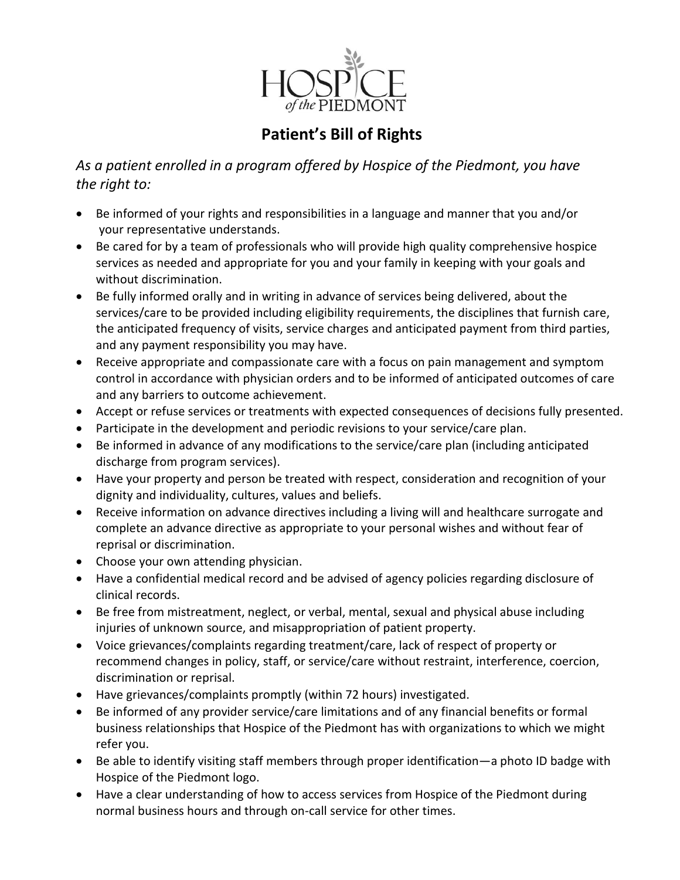HOSPICE of the PIEDMONT

# Patient's Bill of Rights

*As a patient enrolled in a program offered by Hospice of the Piedmont, you have the right to:*

- Be informed of your rights and responsibilities in a language and manner that you and/or your representative understands.
- Be cared for by a team of professionals who will provide high quality comprehensive hospice services as needed and appropriate for you and your family in keeping with your goals and without discrimination.
- Be fully informed orally and in writing in advance of services being delivered, about the services/care to be provided including eligibility requirements, the disciplines that furnish care, the anticipated frequency of visits, service charges and anticipated payment from third parties, and any payment responsibility you may have.
- Receive appropriate and compassionate care with a focus on pain management and symptom control in accordance with physician orders and to be informed of anticipated outcomes of care and any barriers to outcome achievement.
- Accept or refuse services or treatments with expected consequences of decisions fully presented.
- Participate in the development and periodic revisions to your service/care plan.
- Be informed in advance of any modifications to the service/care plan (including anticipated discharge from program services).
- Have your property and person be treated with respect, consideration and recognition of your dignity and individuality, cultures, values and beliefs.
- Receive information on advance directives including a living will and healthcare surrogate and complete an advance directive as appropriate to your personal wishes and without fear of reprisal or discrimination.
- Choose your own attending physician.
- Have a confidential medical record and be advised of agency policies regarding disclosure of clinical records.
- Be free from mistreatment, neglect, or verbal, mental, sexual and physical abuse including injuries of unknown source, and misappropriation of patient property.
- Voice grievances/complaints regarding treatment/care, lack of respect of property or recommend changes in policy, staff, or service/care without restraint, interference, coercion, discrimination or reprisal.
- Have grievances/complaints promptly (within 72 hours) investigated.
- Be informed of any provider service/care limitations and of any financial benefits or formal business relationships that Hospice of the Piedmont has with organizations to which we might refer you.
- Be able to identify visiting staff members through proper identification—a photo ID badge with Hospice of the Piedmont logo.
- Have a clear understanding of how to access services from Hospice of the Piedmont during normal business hours and through on-call service for other times.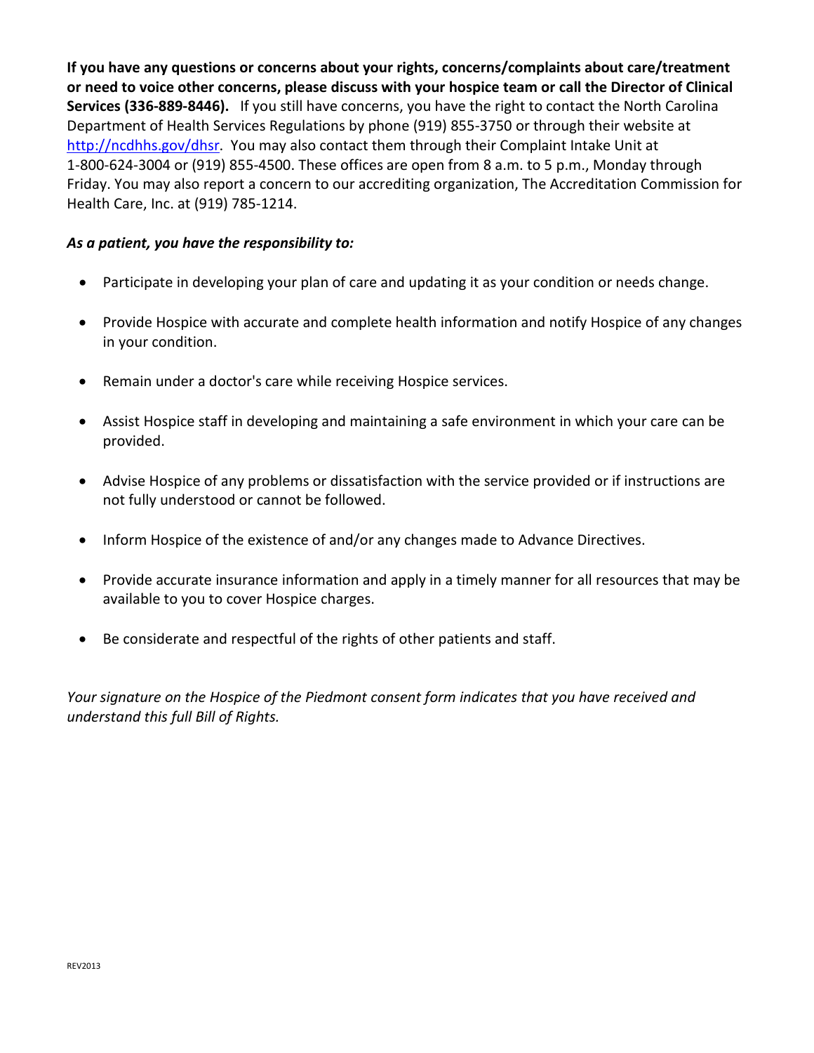**If you have any questions or concerns about your rights, concerns/complaints about care/treatment or need to voice other concerns, please discuss with your hospice team or call the Director of Clinical Services (336-889-8446).** If you still have concerns, you have the right to contact the North Carolina Department of Health Services Regulations by phone (919) 855-3750 or through their website at http://ncdhhs.gov/dhsr. You may also contact them through their Complaint Intake Unit at 1-800-624-3004 or (919) 855-4500. These offices are open from 8 a.m. to 5 p.m., Monday through Friday. You may also report a concern to our accrediting organization, The Accreditation Commission for Health Care, Inc. at (919) 785-1214.

***As a patient, you have the responsibility to:***

- Participate in developing your plan of care and updating it as your condition or needs change.
- Provide Hospice with accurate and complete health information and notify Hospice of any changes in your condition.
- Remain under a doctor's care while receiving Hospice services.
- Assist Hospice staff in developing and maintaining a safe environment in which your care can be provided.
- Advise Hospice of any problems or dissatisfaction with the service provided or if instructions are not fully understood or cannot be followed.
- Inform Hospice of the existence of and/or any changes made to Advance Directives.
- Provide accurate insurance information and apply in a timely manner for all resources that may be available to you to cover Hospice charges.
- Be considerate and respectful of the rights of other patients and staff.

*Your signature on the Hospice of the Piedmont consent form indicates that you have received and understand this full Bill of Rights.*

REV2013